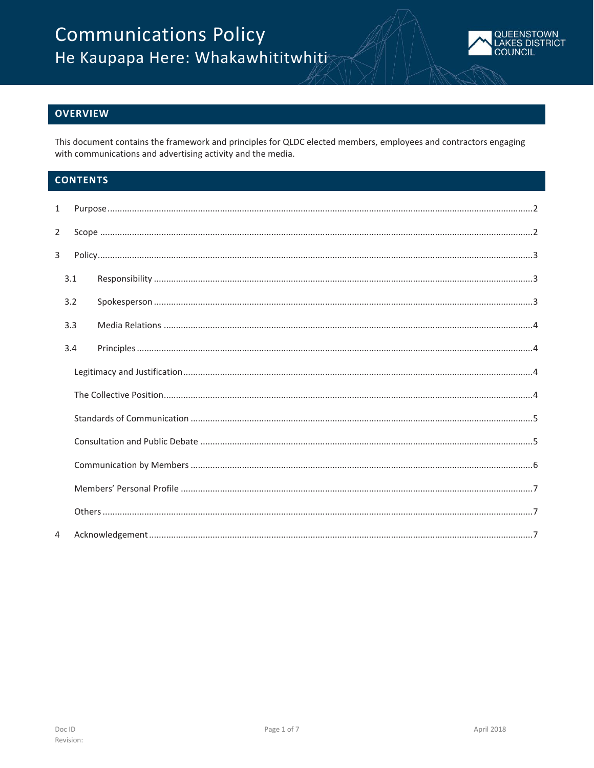# Communications Policy

## He Kaupapa Here: Whakawhititwhiti

QUEENSTOWN LAKES DISTRICT COUNCIL

## OVERVIEW

This document contains the framework and principles for QLDC elected members, employees and contractors engaging with communications and advertising activity and the media.

## CONTENTS

1 Purpose ..... 2

2 Scope ..... 2

3 Policy ..... 3

- 3.1 Responsibility ..... 3
- 3.2 Spokesperson ..... 3
- 3.3 Media Relations ..... 4
- 3.4 Principles ..... 4
  - Legitimacy and Justification ..... 4
  - The Collective Position ..... 4
  - Standards of Communication ..... 5
  - Consultation and Public Debate ..... 5
  - Communication by Members ..... 6
  - Members' Personal Profile ..... 7
  - Others ..... 7

4 Acknowledgement ..... 7

Doc ID
Revision:

April 2018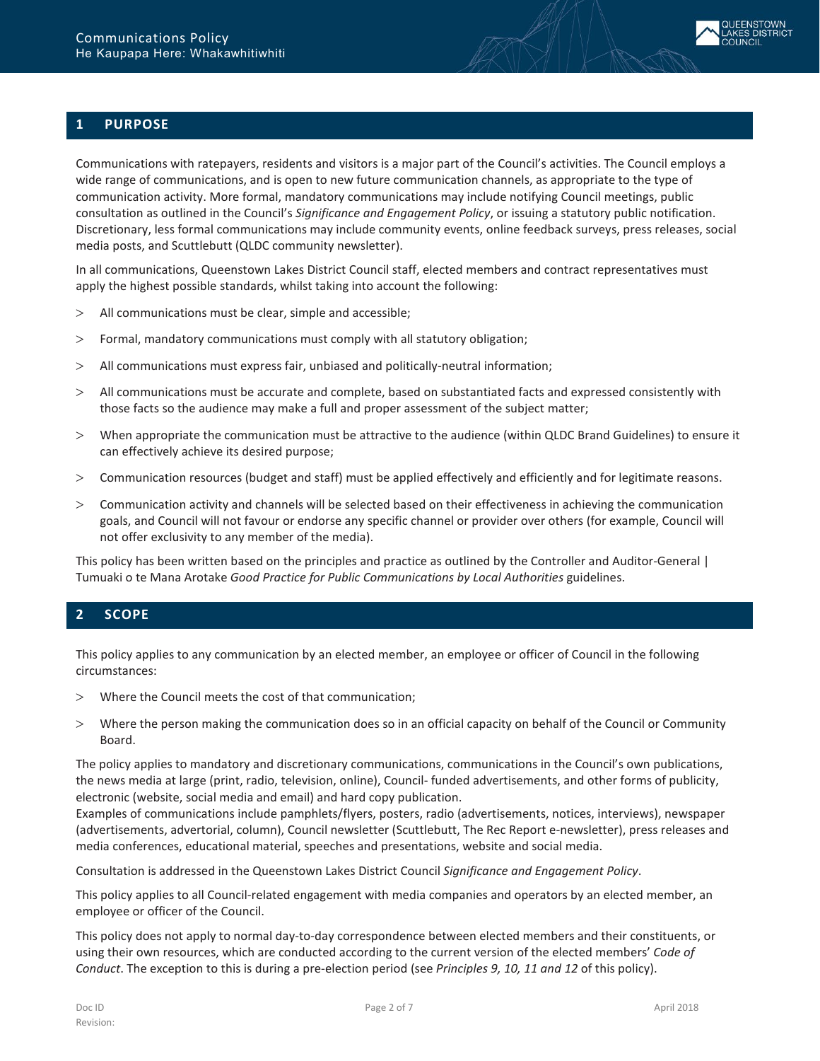## 1 PURPOSE

Communications with ratepayers, residents and visitors is a major part of the Council's activities. The Council employs a wide range of communications, and is open to new future communication channels, as appropriate to the type of communication activity. More formal, mandatory communications may include notifying Council meetings, public consultation as outlined in the Council's *Significance and Engagement Policy*, or issuing a statutory public notification. Discretionary, less formal communications may include community events, online feedback surveys, press releases, social media posts, and Scuttlebutt (QLDC community newsletter).

In all communications, Queenstown Lakes District Council staff, elected members and contract representatives must apply the highest possible standards, whilst taking into account the following:

- All communications must be clear, simple and accessible;
- Formal, mandatory communications must comply with all statutory obligation;
- All communications must express fair, unbiased and politically-neutral information;
- All communications must be accurate and complete, based on substantiated facts and expressed consistently with those facts so the audience may make a full and proper assessment of the subject matter;
- When appropriate the communication must be attractive to the audience (within QLDC Brand Guidelines) to ensure it can effectively achieve its desired purpose;
- Communication resources (budget and staff) must be applied effectively and efficiently and for legitimate reasons.
- Communication activity and channels will be selected based on their effectiveness in achieving the communication goals, and Council will not favour or endorse any specific channel or provider over others (for example, Council will not offer exclusivity to any member of the media).

This policy has been written based on the principles and practice as outlined by the Controller and Auditor-General | Tumuaki o te Mana Arotake *Good Practice for Public Communications by Local Authorities* guidelines.

## 2 SCOPE

This policy applies to any communication by an elected member, an employee or officer of Council in the following circumstances:

- Where the Council meets the cost of that communication;
- Where the person making the communication does so in an official capacity on behalf of the Council or Community Board.

The policy applies to mandatory and discretionary communications, communications in the Council's own publications, the news media at large (print, radio, television, online), Council- funded advertisements, and other forms of publicity, electronic (website, social media and email) and hard copy publication.
Examples of communications include pamphlets/flyers, posters, radio (advertisements, notices, interviews), newspaper (advertisements, advertorial, column), Council newsletter (Scuttlebutt, The Rec Report e-newsletter), press releases and media conferences, educational material, speeches and presentations, website and social media.

Consultation is addressed in the Queenstown Lakes District Council *Significance and Engagement Policy*.

This policy applies to all Council-related engagement with media companies and operators by an elected member, an employee or officer of the Council.

This policy does not apply to normal day-to-day correspondence between elected members and their constituents, or using their own resources, which are conducted according to the current version of the elected members' *Code of Conduct*. The exception to this is during a pre-election period (see *Principles 9, 10, 11 and 12* of this policy).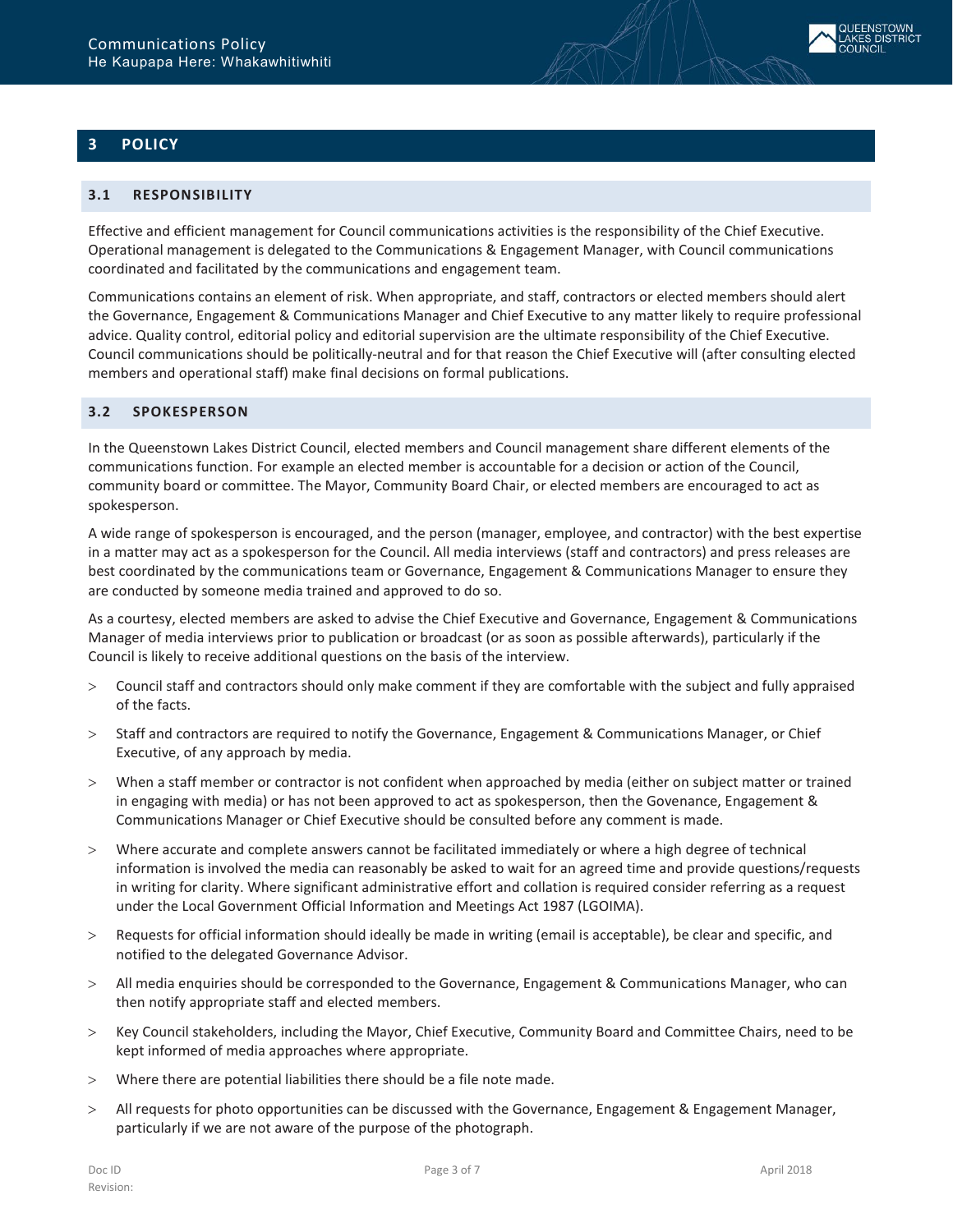## 3 POLICY

### 3.1 RESPONSIBILITY

Effective and efficient management for Council communications activities is the responsibility of the Chief Executive. Operational management is delegated to the Communications & Engagement Manager, with Council communications coordinated and facilitated by the communications and engagement team.

Communications contains an element of risk. When appropriate, and staff, contractors or elected members should alert the Governance, Engagement & Communications Manager and Chief Executive to any matter likely to require professional advice. Quality control, editorial policy and editorial supervision are the ultimate responsibility of the Chief Executive. Council communications should be politically-neutral and for that reason the Chief Executive will (after consulting elected members and operational staff) make final decisions on formal publications.

### 3.2 SPOKESPERSON

In the Queenstown Lakes District Council, elected members and Council management share different elements of the communications function. For example an elected member is accountable for a decision or action of the Council, community board or committee. The Mayor, Community Board Chair, or elected members are encouraged to act as spokesperson.

A wide range of spokesperson is encouraged, and the person (manager, employee, and contractor) with the best expertise in a matter may act as a spokesperson for the Council. All media interviews (staff and contractors) and press releases are best coordinated by the communications team or Governance, Engagement & Communications Manager to ensure they are conducted by someone media trained and approved to do so.

As a courtesy, elected members are asked to advise the Chief Executive and Governance, Engagement & Communications Manager of media interviews prior to publication or broadcast (or as soon as possible afterwards), particularly if the Council is likely to receive additional questions on the basis of the interview.

- Council staff and contractors should only make comment if they are comfortable with the subject and fully appraised of the facts.
- Staff and contractors are required to notify the Governance, Engagement & Communications Manager, or Chief Executive, of any approach by media.
- When a staff member or contractor is not confident when approached by media (either on subject matter or trained in engaging with media) or has not been approved to act as spokesperson, then the Govenance, Engagement & Communications Manager or Chief Executive should be consulted before any comment is made.
- Where accurate and complete answers cannot be facilitated immediately or where a high degree of technical information is involved the media can reasonably be asked to wait for an agreed time and provide questions/requests in writing for clarity. Where significant administrative effort and collation is required consider referring as a request under the Local Government Official Information and Meetings Act 1987 (LGOIMA).
- Requests for official information should ideally be made in writing (email is acceptable), be clear and specific, and notified to the delegated Governance Advisor.
- All media enquiries should be corresponded to the Governance, Engagement & Communications Manager, who can then notify appropriate staff and elected members.
- Key Council stakeholders, including the Mayor, Chief Executive, Community Board and Committee Chairs, need to be kept informed of media approaches where appropriate.
- Where there are potential liabilities there should be a file note made.
- All requests for photo opportunities can be discussed with the Governance, Engagement & Engagement Manager, particularly if we are not aware of the purpose of the photograph.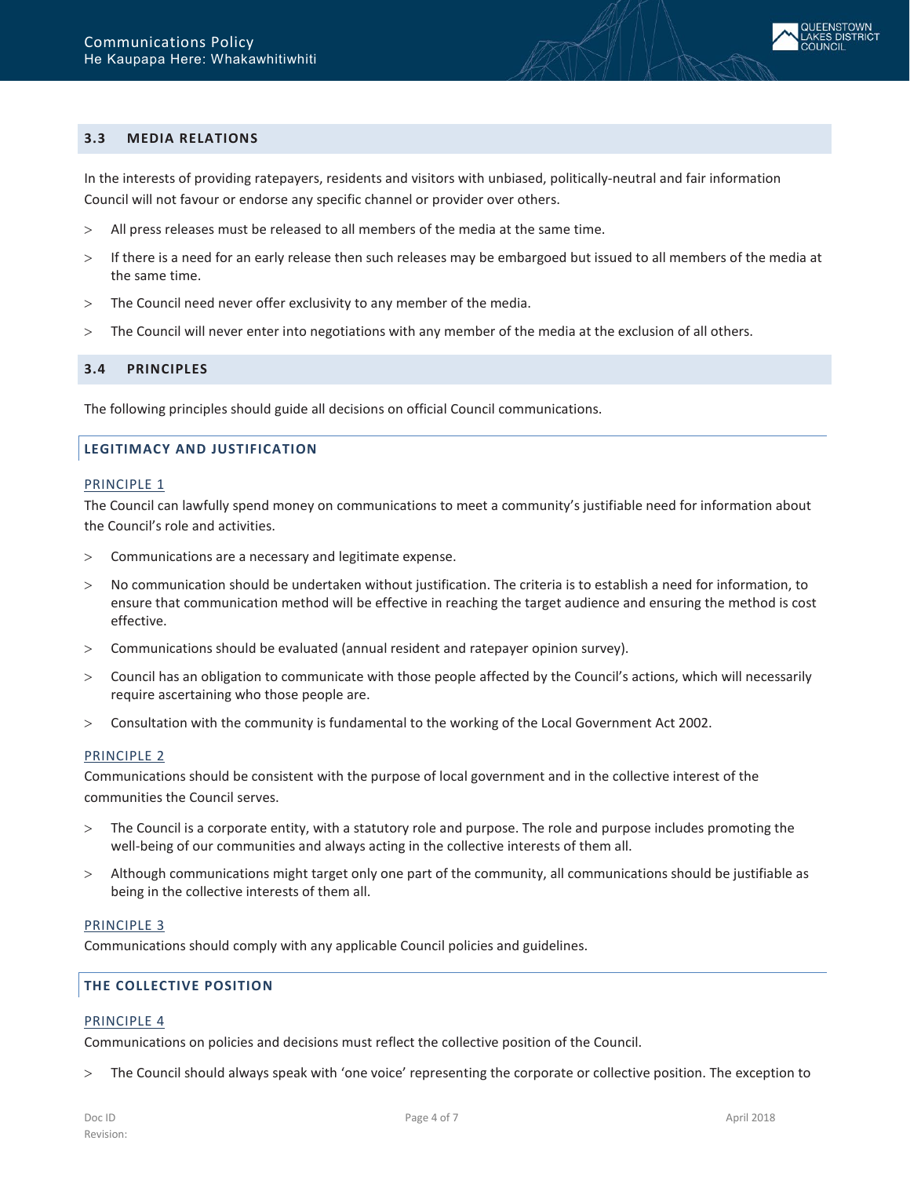## 3.3 MEDIA RELATIONS

In the interests of providing ratepayers, residents and visitors with unbiased, politically-neutral and fair information Council will not favour or endorse any specific channel or provider over others.

- All press releases must be released to all members of the media at the same time.
- If there is a need for an early release then such releases may be embargoed but issued to all members of the media at the same time.
- The Council need never offer exclusivity to any member of the media.
- The Council will never enter into negotiations with any member of the media at the exclusion of all others.

## 3.4 PRINCIPLES

The following principles should guide all decisions on official Council communications.

### LEGITIMACY AND JUSTIFICATION

#### PRINCIPLE 1

The Council can lawfully spend money on communications to meet a community's justifiable need for information about the Council's role and activities.

- Communications are a necessary and legitimate expense.
- No communication should be undertaken without justification. The criteria is to establish a need for information, to ensure that communication method will be effective in reaching the target audience and ensuring the method is cost effective.
- Communications should be evaluated (annual resident and ratepayer opinion survey).
- Council has an obligation to communicate with those people affected by the Council's actions, which will necessarily require ascertaining who those people are.
- Consultation with the community is fundamental to the working of the Local Government Act 2002.

#### PRINCIPLE 2

Communications should be consistent with the purpose of local government and in the collective interest of the communities the Council serves.

- The Council is a corporate entity, with a statutory role and purpose. The role and purpose includes promoting the well-being of our communities and always acting in the collective interests of them all.
- Although communications might target only one part of the community, all communications should be justifiable as being in the collective interests of them all.

#### PRINCIPLE 3

Communications should comply with any applicable Council policies and guidelines.

### THE COLLECTIVE POSITION

#### PRINCIPLE 4

Communications on policies and decisions must reflect the collective position of the Council.

- The Council should always speak with 'one voice' representing the corporate or collective position. The exception to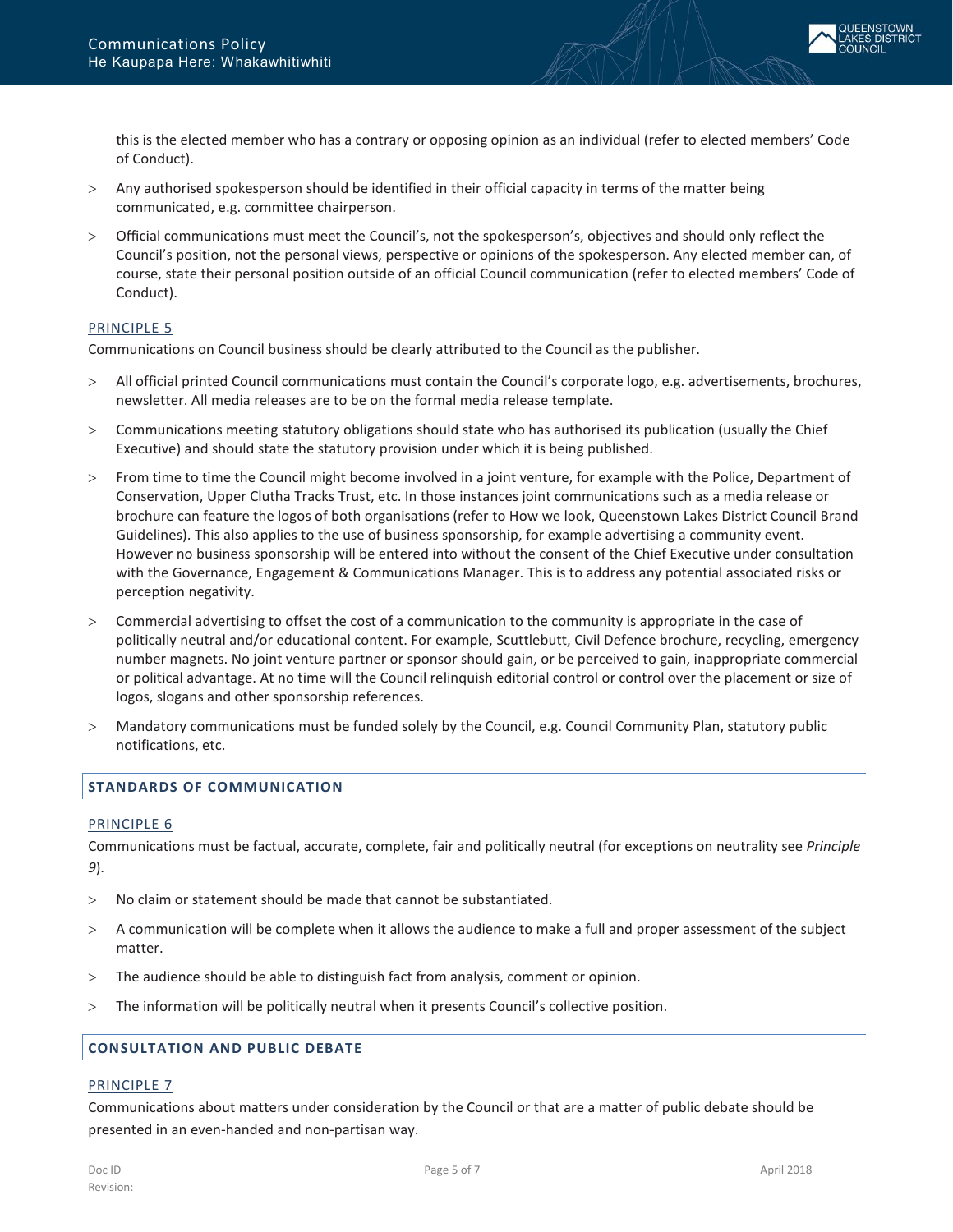this is the elected member who has a contrary or opposing opinion as an individual (refer to elected members' Code of Conduct).

- Any authorised spokesperson should be identified in their official capacity in terms of the matter being communicated, e.g. committee chairperson.
- Official communications must meet the Council's, not the spokesperson's, objectives and should only reflect the Council's position, not the personal views, perspective or opinions of the spokesperson. Any elected member can, of course, state their personal position outside of an official Council communication (refer to elected members' Code of Conduct).

### PRINCIPLE 5

Communications on Council business should be clearly attributed to the Council as the publisher.

- All official printed Council communications must contain the Council's corporate logo, e.g. advertisements, brochures, newsletter. All media releases are to be on the formal media release template.
- Communications meeting statutory obligations should state who has authorised its publication (usually the Chief Executive) and should state the statutory provision under which it is being published.
- From time to time the Council might become involved in a joint venture, for example with the Police, Department of Conservation, Upper Clutha Tracks Trust, etc. In those instances joint communications such as a media release or brochure can feature the logos of both organisations (refer to How we look, Queenstown Lakes District Council Brand Guidelines). This also applies to the use of business sponsorship, for example advertising a community event. However no business sponsorship will be entered into without the consent of the Chief Executive under consultation with the Governance, Engagement & Communications Manager. This is to address any potential associated risks or perception negativity.
- Commercial advertising to offset the cost of a communication to the community is appropriate in the case of politically neutral and/or educational content. For example, Scuttlebutt, Civil Defence brochure, recycling, emergency number magnets. No joint venture partner or sponsor should gain, or be perceived to gain, inappropriate commercial or political advantage. At no time will the Council relinquish editorial control or control over the placement or size of logos, slogans and other sponsorship references.
- Mandatory communications must be funded solely by the Council, e.g. Council Community Plan, statutory public notifications, etc.

## STANDARDS OF COMMUNICATION

### PRINCIPLE 6

Communications must be factual, accurate, complete, fair and politically neutral (for exceptions on neutrality see *Principle 9*).

- No claim or statement should be made that cannot be substantiated.
- A communication will be complete when it allows the audience to make a full and proper assessment of the subject matter.
- The audience should be able to distinguish fact from analysis, comment or opinion.
- The information will be politically neutral when it presents Council's collective position.

## CONSULTATION AND PUBLIC DEBATE

### PRINCIPLE 7

Communications about matters under consideration by the Council or that are a matter of public debate should be presented in an even-handed and non-partisan way.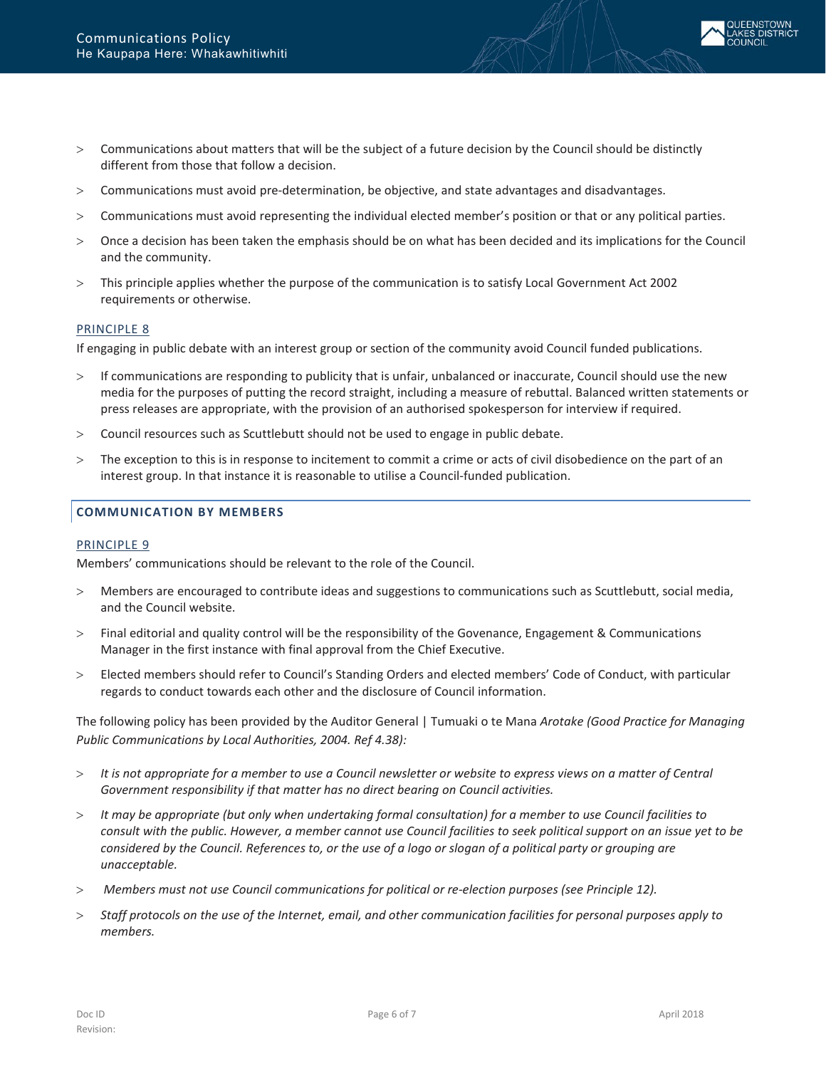- Communications about matters that will be the subject of a future decision by the Council should be distinctly different from those that follow a decision.
- Communications must avoid pre-determination, be objective, and state advantages and disadvantages.
- Communications must avoid representing the individual elected member's position or that or any political parties.
- Once a decision has been taken the emphasis should be on what has been decided and its implications for the Council and the community.
- This principle applies whether the purpose of the communication is to satisfy Local Government Act 2002 requirements or otherwise.

### PRINCIPLE 8

If engaging in public debate with an interest group or section of the community avoid Council funded publications.

- If communications are responding to publicity that is unfair, unbalanced or inaccurate, Council should use the new media for the purposes of putting the record straight, including a measure of rebuttal. Balanced written statements or press releases are appropriate, with the provision of an authorised spokesperson for interview if required.
- Council resources such as Scuttlebutt should not be used to engage in public debate.
- The exception to this is in response to incitement to commit a crime or acts of civil disobedience on the part of an interest group. In that instance it is reasonable to utilise a Council-funded publication.

## COMMUNICATION BY MEMBERS

### PRINCIPLE 9

Members' communications should be relevant to the role of the Council.

- Members are encouraged to contribute ideas and suggestions to communications such as Scuttlebutt, social media, and the Council website.
- Final editorial and quality control will be the responsibility of the Govenance, Engagement & Communications Manager in the first instance with final approval from the Chief Executive.
- Elected members should refer to Council's Standing Orders and elected members' Code of Conduct, with particular regards to conduct towards each other and the disclosure of Council information.

The following policy has been provided by the Auditor General | Tumuaki o te Mana *Arotake (Good Practice for Managing Public Communications by Local Authorities, 2004. Ref 4.38):*

- *It is not appropriate for a member to use a Council newsletter or website to express views on a matter of Central Government responsibility if that matter has no direct bearing on Council activities.*
- *It may be appropriate (but only when undertaking formal consultation) for a member to use Council facilities to consult with the public. However, a member cannot use Council facilities to seek political support on an issue yet to be considered by the Council. References to, or the use of a logo or slogan of a political party or grouping are unacceptable.*
- *Members must not use Council communications for political or re-election purposes (see Principle 12).*
- *Staff protocols on the use of the Internet, email, and other communication facilities for personal purposes apply to members.*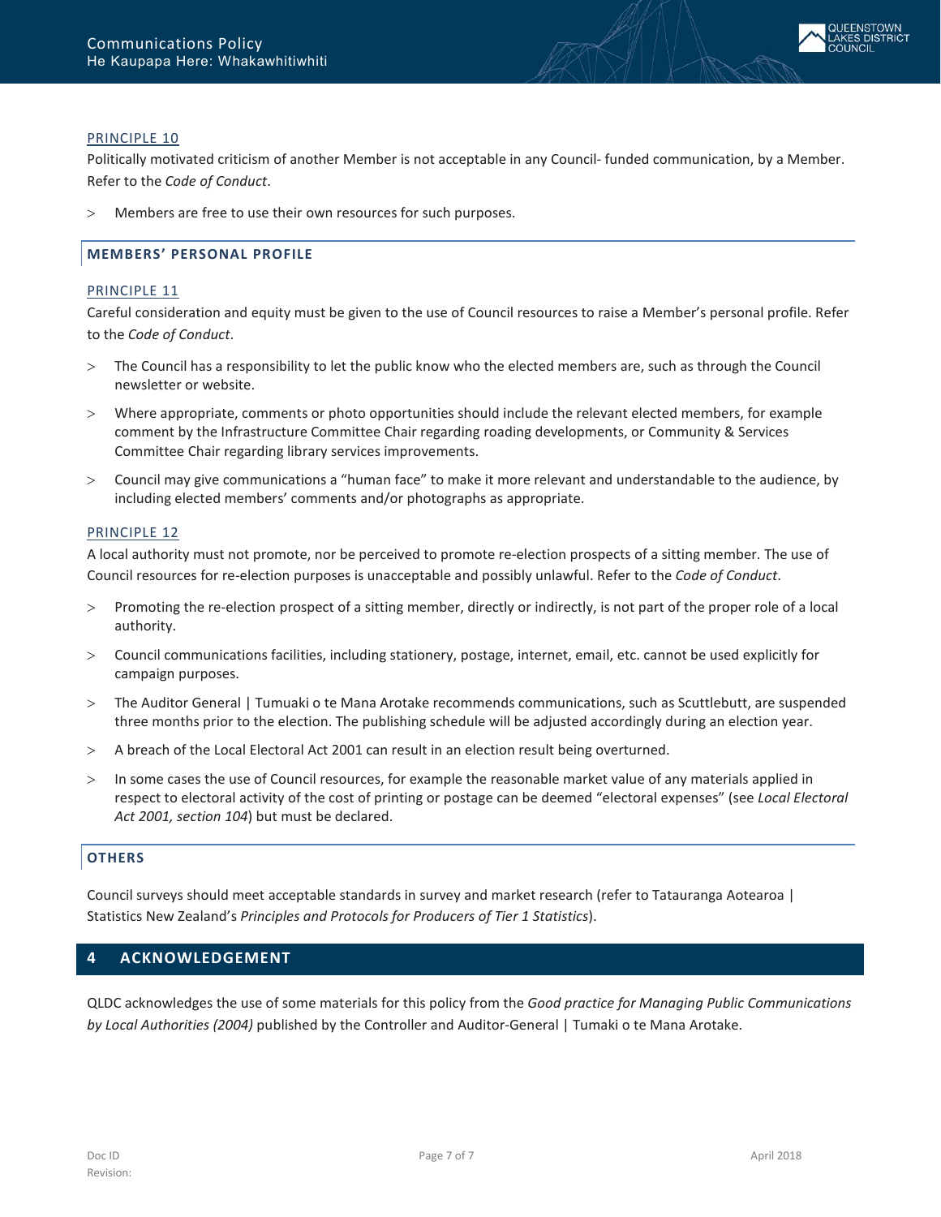PRINCIPLE 10

Politically motivated criticism of another Member is not acceptable in any Council- funded communication, by a Member. Refer to the *Code of Conduct*.

> Members are free to use their own resources for such purposes.

### MEMBERS' PERSONAL PROFILE

PRINCIPLE 11

Careful consideration and equity must be given to the use of Council resources to raise a Member's personal profile. Refer to the *Code of Conduct*.

- The Council has a responsibility to let the public know who the elected members are, such as through the Council newsletter or website.
- Where appropriate, comments or photo opportunities should include the relevant elected members, for example comment by the Infrastructure Committee Chair regarding roading developments, or Community & Services Committee Chair regarding library services improvements.
- Council may give communications a "human face" to make it more relevant and understandable to the audience, by including elected members' comments and/or photographs as appropriate.

PRINCIPLE 12

A local authority must not promote, nor be perceived to promote re-election prospects of a sitting member. The use of Council resources for re-election purposes is unacceptable and possibly unlawful. Refer to the *Code of Conduct*.

- Promoting the re-election prospect of a sitting member, directly or indirectly, is not part of the proper role of a local authority.
- Council communications facilities, including stationery, postage, internet, email, etc. cannot be used explicitly for campaign purposes.
- The Auditor General | Tumuaki o te Mana Arotake recommends communications, such as Scuttlebutt, are suspended three months prior to the election. The publishing schedule will be adjusted accordingly during an election year.
- A breach of the Local Electoral Act 2001 can result in an election result being overturned.
- In some cases the use of Council resources, for example the reasonable market value of any materials applied in respect to electoral activity of the cost of printing or postage can be deemed "electoral expenses" (see *Local Electoral Act 2001, section 104*) but must be declared.

### OTHERS

Council surveys should meet acceptable standards in survey and market research (refer to Tatauranga Aotearoa | Statistics New Zealand's *Principles and Protocols for Producers of Tier 1 Statistics*).

## 4 ACKNOWLEDGEMENT

QLDC acknowledges the use of some materials for this policy from the *Good practice for Managing Public Communications by Local Authorities (2004)* published by the Controller and Auditor-General | Tumaki o te Mana Arotake.